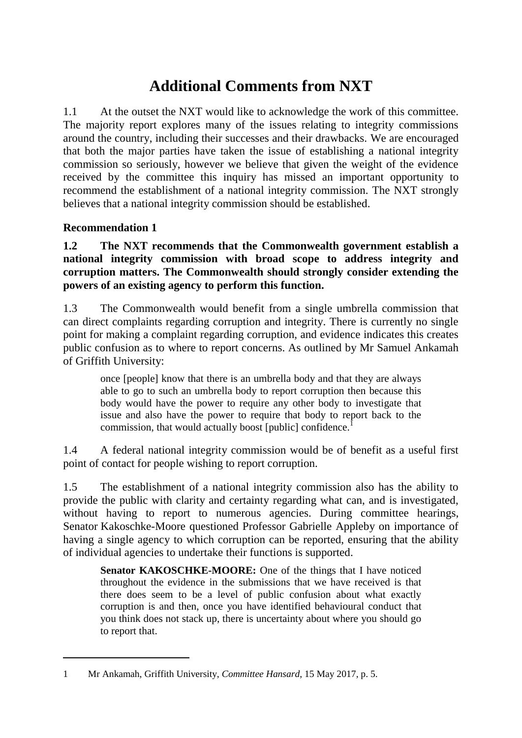# Additional Comments from NXT

1.1 At the outset the NXT would like to acknowledge the work of this committee. The majority report explores many of the issues relating to integrity commissions around the country, including their successes and their drawbacks. We are encouraged that both the major parties have taken the issue of establishing a national integrity commission so seriously, however we believe that given the weight of the evidence received by the committee this inquiry has missed an important opportunity to recommend the establishment of a national integrity commission. The NXT strongly believes that a national integrity commission should be established.

**Recommendation 1**

**1.2 The NXT recommends that the Commonwealth government establish a national integrity commission with broad scope to address integrity and corruption matters. The Commonwealth should strongly consider extending the powers of an existing agency to perform this function.**

1.3 The Commonwealth would benefit from a single umbrella commission that can direct complaints regarding corruption and integrity. There is currently no single point for making a complaint regarding corruption, and evidence indicates this creates public confusion as to where to report concerns. As outlined by Mr Samuel Ankamah of Griffith University:

> once [people] know that there is an umbrella body and that they are always able to go to such an umbrella body to report corruption then because this body would have the power to require any other body to investigate that issue and also have the power to require that body to report back to the commission, that would actually boost [public] confidence.[1]

1.4 A federal national integrity commission would be of benefit as a useful first point of contact for people wishing to report corruption.

1.5 The establishment of a national integrity commission also has the ability to provide the public with clarity and certainty regarding what can, and is investigated, without having to report to numerous agencies. During committee hearings, Senator Kakoschke-Moore questioned Professor Gabrielle Appleby on importance of having a single agency to which corruption can be reported, ensuring that the ability of individual agencies to undertake their functions is supported.

> **Senator KAKOSCHKE-MOORE:** One of the things that I have noticed throughout the evidence in the submissions that we have received is that there does seem to be a level of public confusion about what exactly corruption is and then, once you have identified behavioural conduct that you think does not stack up, there is uncertainty about where you should go to report that.

---

1 Mr Ankamah, Griffith University, *Committee Hansard*, 15 May 2017, p. 5.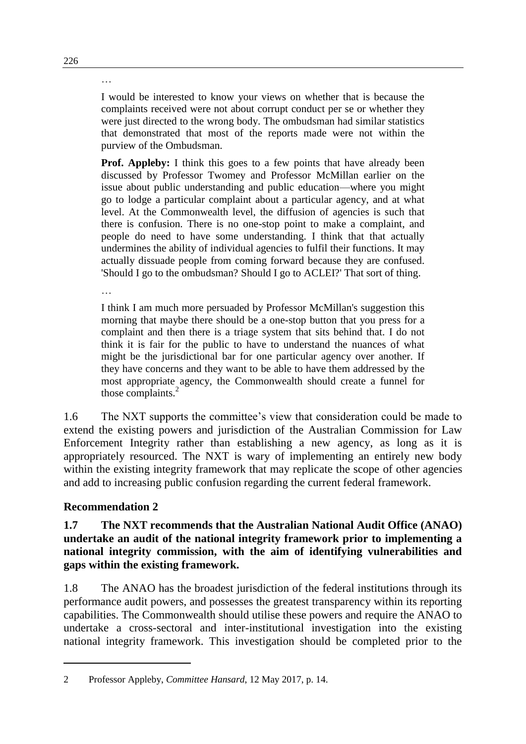…

> I would be interested to know your views on whether that is because the complaints received were not about corrupt conduct per se or whether they were just directed to the wrong body. The ombudsman had similar statistics that demonstrated that most of the reports made were not within the purview of the Ombudsman.
>
> **Prof. Appleby:** I think this goes to a few points that have already been discussed by Professor Twomey and Professor McMillan earlier on the issue about public understanding and public education—where you might go to lodge a particular complaint about a particular agency, and at what level. At the Commonwealth level, the diffusion of agencies is such that there is confusion. There is no one-stop point to make a complaint, and people do need to have some understanding. I think that that actually undermines the ability of individual agencies to fulfil their functions. It may actually dissuade people from coming forward because they are confused. 'Should I go to the ombudsman? Should I go to ACLEI?' That sort of thing.
>
> …
>
> I think I am much more persuaded by Professor McMillan's suggestion this morning that maybe there should be a one-stop button that you press for a complaint and then there is a triage system that sits behind that. I do not think it is fair for the public to have to understand the nuances of what might be the jurisdictional bar for one particular agency over another. If they have concerns and they want to be able to have them addressed by the most appropriate agency, the Commonwealth should create a funnel for those complaints.[2]

1.6 The NXT supports the committee's view that consideration could be made to extend the existing powers and jurisdiction of the Australian Commission for Law Enforcement Integrity rather than establishing a new agency, as long as it is appropriately resourced. The NXT is wary of implementing an entirely new body within the existing integrity framework that may replicate the scope of other agencies and add to increasing public confusion regarding the current federal framework.

### Recommendation 2

**1.7 The NXT recommends that the Australian National Audit Office (ANAO) undertake an audit of the national integrity framework prior to implementing a national integrity commission, with the aim of identifying vulnerabilities and gaps within the existing framework.**

1.8 The ANAO has the broadest jurisdiction of the federal institutions through its performance audit powers, and possesses the greatest transparency within its reporting capabilities. The Commonwealth should utilise these powers and require the ANAO to undertake a cross-sectoral and inter-institutional investigation into the existing national integrity framework. This investigation should be completed prior to the

---

2 Professor Appleby, *Committee Hansard*, 12 May 2017, p. 14.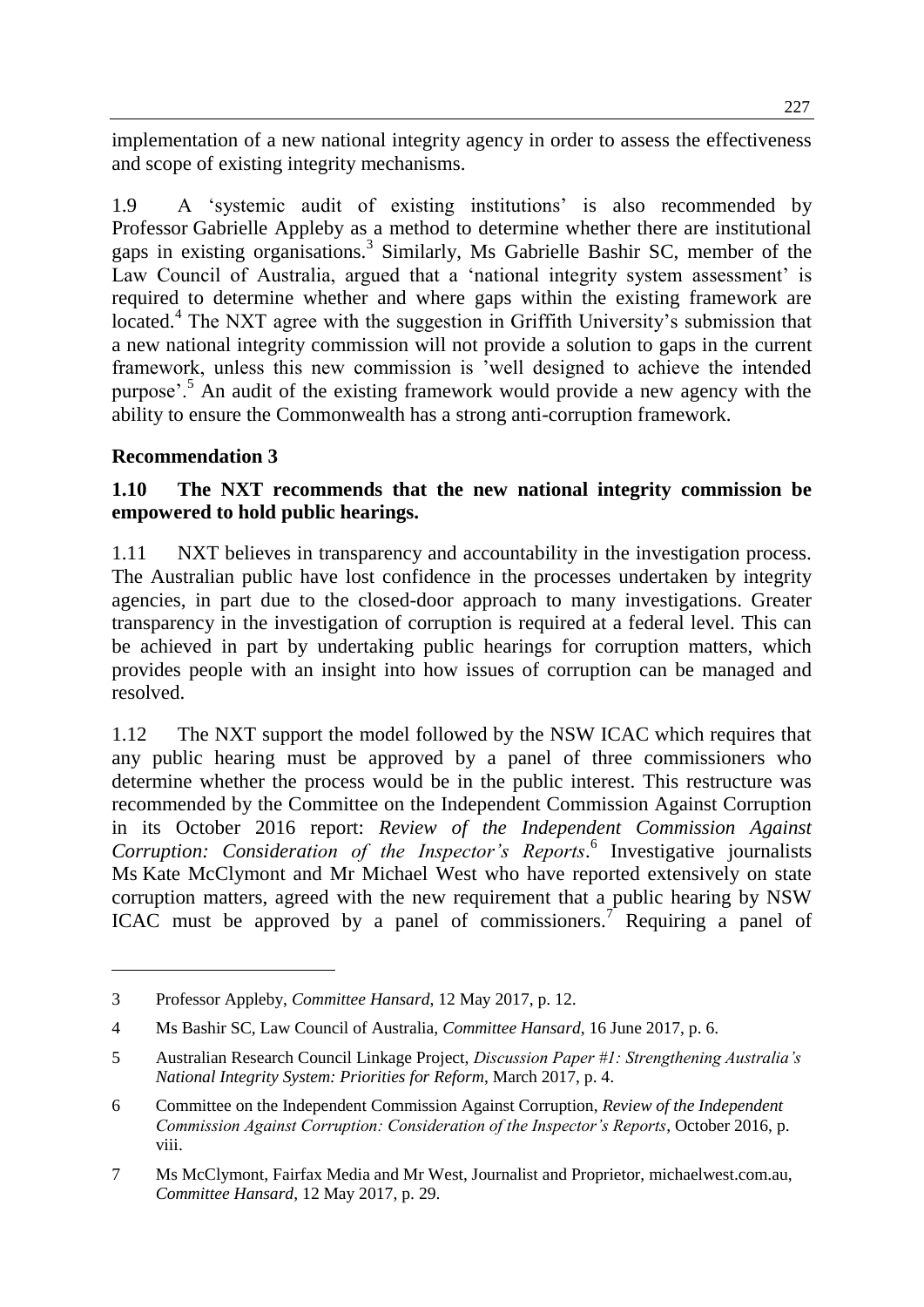implementation of a new national integrity agency in order to assess the effectiveness and scope of existing integrity mechanisms.

1.9 A 'systemic audit of existing institutions' is also recommended by Professor Gabrielle Appleby as a method to determine whether there are institutional gaps in existing organisations.[3] Similarly, Ms Gabrielle Bashir SC, member of the Law Council of Australia, argued that a 'national integrity system assessment' is required to determine whether and where gaps within the existing framework are located.[4] The NXT agree with the suggestion in Griffith University's submission that a new national integrity commission will not provide a solution to gaps in the current framework, unless this new commission is 'well designed to achieve the intended purpose'.[5] An audit of the existing framework would provide a new agency with the ability to ensure the Commonwealth has a strong anti-corruption framework.

**Recommendation 3**

**1.10 The NXT recommends that the new national integrity commission be empowered to hold public hearings.**

1.11 NXT believes in transparency and accountability in the investigation process. The Australian public have lost confidence in the processes undertaken by integrity agencies, in part due to the closed-door approach to many investigations. Greater transparency in the investigation of corruption is required at a federal level. This can be achieved in part by undertaking public hearings for corruption matters, which provides people with an insight into how issues of corruption can be managed and resolved.

1.12 The NXT support the model followed by the NSW ICAC which requires that any public hearing must be approved by a panel of three commissioners who determine whether the process would be in the public interest. This restructure was recommended by the Committee on the Independent Commission Against Corruption in its October 2016 report: *Review of the Independent Commission Against Corruption: Consideration of the Inspector's Reports*.[6] Investigative journalists Ms Kate McClymont and Mr Michael West who have reported extensively on state corruption matters, agreed with the new requirement that a public hearing by NSW ICAC must be approved by a panel of commissioners.[7] Requiring a panel of

---

3 Professor Appleby, *Committee Hansard*, 12 May 2017, p. 12.

4 Ms Bashir SC, Law Council of Australia, *Committee Hansard*, 16 June 2017, p. 6.

5 Australian Research Council Linkage Project, *Discussion Paper #1: Strengthening Australia's National Integrity System: Priorities for Reform*, March 2017, p. 4.

6 Committee on the Independent Commission Against Corruption, *Review of the Independent Commission Against Corruption: Consideration of the Inspector's Reports*, October 2016, p. viii.

7 Ms McClymont, Fairfax Media and Mr West, Journalist and Proprietor, michaelwest.com.au, *Committee Hansard*, 12 May 2017, p. 29.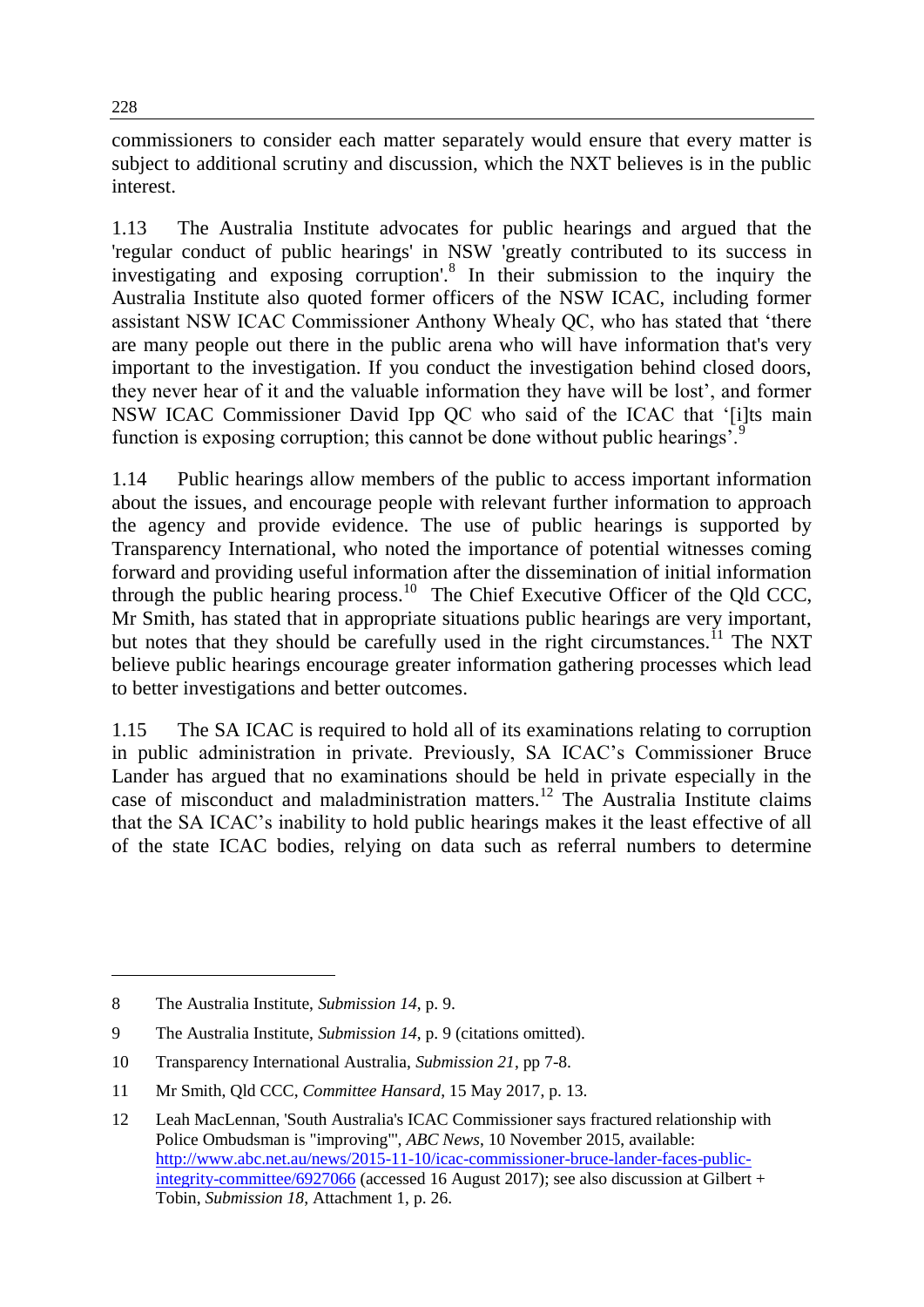commissioners to consider each matter separately would ensure that every matter is subject to additional scrutiny and discussion, which the NXT believes is in the public interest.

1.13 The Australia Institute advocates for public hearings and argued that the 'regular conduct of public hearings' in NSW 'greatly contributed to its success in investigating and exposing corruption'.[8] In their submission to the inquiry the Australia Institute also quoted former officers of the NSW ICAC, including former assistant NSW ICAC Commissioner Anthony Whealy QC, who has stated that 'there are many people out there in the public arena who will have information that's very important to the investigation. If you conduct the investigation behind closed doors, they never hear of it and the valuable information they have will be lost', and former NSW ICAC Commissioner David Ipp QC who said of the ICAC that '[i]ts main function is exposing corruption; this cannot be done without public hearings'.[9]

1.14 Public hearings allow members of the public to access important information about the issues, and encourage people with relevant further information to approach the agency and provide evidence. The use of public hearings is supported by Transparency International, who noted the importance of potential witnesses coming forward and providing useful information after the dissemination of initial information through the public hearing process.[10] The Chief Executive Officer of the Qld CCC, Mr Smith, has stated that in appropriate situations public hearings are very important, but notes that they should be carefully used in the right circumstances.[11] The NXT believe public hearings encourage greater information gathering processes which lead to better investigations and better outcomes.

1.15 The SA ICAC is required to hold all of its examinations relating to corruption in public administration in private. Previously, SA ICAC's Commissioner Bruce Lander has argued that no examinations should be held in private especially in the case of misconduct and maladministration matters.[12] The Australia Institute claims that the SA ICAC's inability to hold public hearings makes it the least effective of all of the state ICAC bodies, relying on data such as referral numbers to determine

---

8 The Australia Institute, *Submission 14*, p. 9.

9 The Australia Institute, *Submission 14*, p. 9 (citations omitted).

10 Transparency International Australia, *Submission 21*, pp 7-8.

11 Mr Smith, Qld CCC, *Committee Hansard*, 15 May 2017, p. 13.

12 Leah MacLennan, 'South Australia's ICAC Commissioner says fractured relationship with Police Ombudsman is "improving"', *ABC News*, 10 November 2015, available: http://www.abc.net.au/news/2015-11-10/icac-commissioner-bruce-lander-faces-public-integrity-committee/6927066 (accessed 16 August 2017); see also discussion at Gilbert + Tobin, *Submission 18*, Attachment 1, p. 26.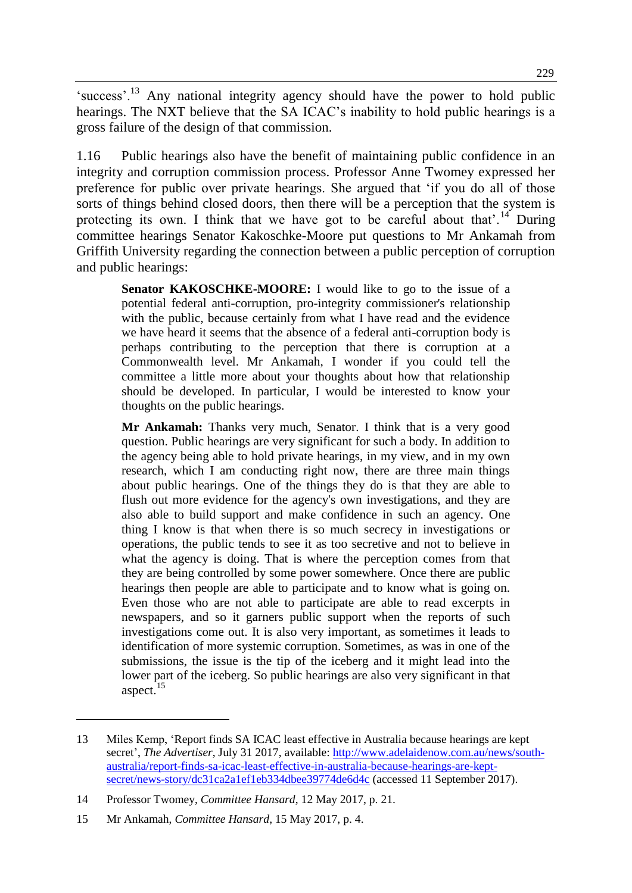'success'.[13] Any national integrity agency should have the power to hold public hearings. The NXT believe that the SA ICAC's inability to hold public hearings is a gross failure of the design of that commission.

1.16 Public hearings also have the benefit of maintaining public confidence in an integrity and corruption commission process. Professor Anne Twomey expressed her preference for public over private hearings. She argued that 'if you do all of those sorts of things behind closed doors, then there will be a perception that the system is protecting its own. I think that we have got to be careful about that'.[14] During committee hearings Senator Kakoschke-Moore put questions to Mr Ankamah from Griffith University regarding the connection between a public perception of corruption and public hearings:

> **Senator KAKOSCHKE-MOORE:** I would like to go to the issue of a potential federal anti-corruption, pro-integrity commissioner's relationship with the public, because certainly from what I have read and the evidence we have heard it seems that the absence of a federal anti-corruption body is perhaps contributing to the perception that there is corruption at a Commonwealth level. Mr Ankamah, I wonder if you could tell the committee a little more about your thoughts about how that relationship should be developed. In particular, I would be interested to know your thoughts on the public hearings.
>
> **Mr Ankamah:** Thanks very much, Senator. I think that is a very good question. Public hearings are very significant for such a body. In addition to the agency being able to hold private hearings, in my view, and in my own research, which I am conducting right now, there are three main things about public hearings. One of the things they do is that they are able to flush out more evidence for the agency's own investigations, and they are also able to build support and make confidence in such an agency. One thing I know is that when there is so much secrecy in investigations or operations, the public tends to see it as too secretive and not to believe in what the agency is doing. That is where the perception comes from that they are being controlled by some power somewhere. Once there are public hearings then people are able to participate and to know what is going on. Even those who are not able to participate are able to read excerpts in newspapers, and so it garners public support when the reports of such investigations come out. It is also very important, as sometimes it leads to identification of more systemic corruption. Sometimes, as was in one of the submissions, the issue is the tip of the iceberg and it might lead into the lower part of the iceberg. So public hearings are also very significant in that aspect.[15]

---

13 Miles Kemp, 'Report finds SA ICAC least effective in Australia because hearings are kept secret', *The Advertiser*, July 31 2017, available: http://www.adelaidenow.com.au/news/south-australia/report-finds-sa-icac-least-effective-in-australia-because-hearings-are-kept-secret/news-story/dc31ca2a1ef1eb334dbee39774de6d4c (accessed 11 September 2017).

14 Professor Twomey, *Committee Hansard*, 12 May 2017, p. 21.

15 Mr Ankamah, *Committee Hansard*, 15 May 2017, p. 4.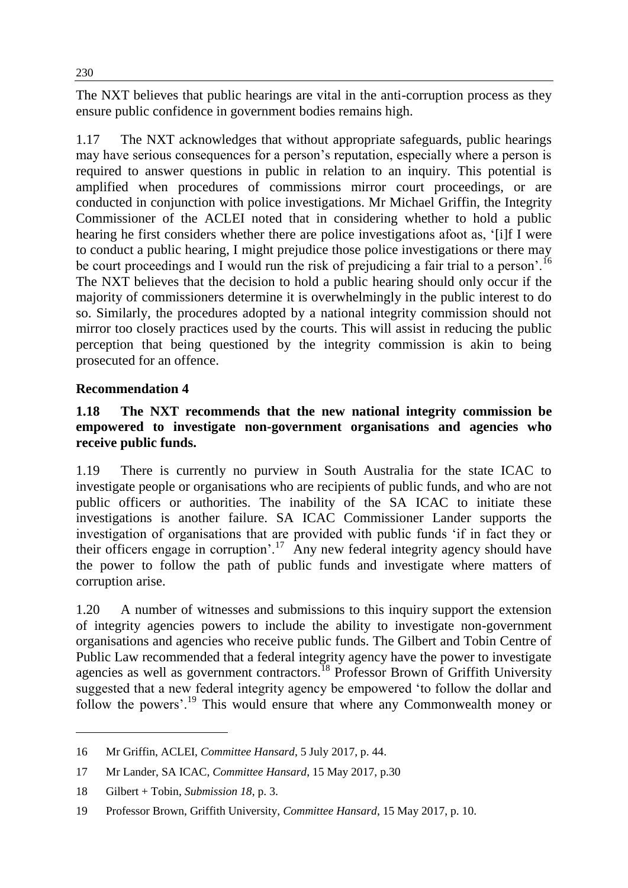The NXT believes that public hearings are vital in the anti-corruption process as they ensure public confidence in government bodies remains high.

1.17 The NXT acknowledges that without appropriate safeguards, public hearings may have serious consequences for a person's reputation, especially where a person is required to answer questions in public in relation to an inquiry. This potential is amplified when procedures of commissions mirror court proceedings, or are conducted in conjunction with police investigations. Mr Michael Griffin, the Integrity Commissioner of the ACLEI noted that in considering whether to hold a public hearing he first considers whether there are police investigations afoot as, '[i]f I were to conduct a public hearing, I might prejudice those police investigations or there may be court proceedings and I would run the risk of prejudicing a fair trial to a person'.[16] The NXT believes that the decision to hold a public hearing should only occur if the majority of commissioners determine it is overwhelmingly in the public interest to do so. Similarly, the procedures adopted by a national integrity commission should not mirror too closely practices used by the courts. This will assist in reducing the public perception that being questioned by the integrity commission is akin to being prosecuted for an offence.

### Recommendation 4

**1.18 The NXT recommends that the new national integrity commission be empowered to investigate non-government organisations and agencies who receive public funds.**

1.19 There is currently no purview in South Australia for the state ICAC to investigate people or organisations who are recipients of public funds, and who are not public officers or authorities. The inability of the SA ICAC to initiate these investigations is another failure. SA ICAC Commissioner Lander supports the investigation of organisations that are provided with public funds 'if in fact they or their officers engage in corruption'.[17] Any new federal integrity agency should have the power to follow the path of public funds and investigate where matters of corruption arise.

1.20 A number of witnesses and submissions to this inquiry support the extension of integrity agencies powers to include the ability to investigate non-government organisations and agencies who receive public funds. The Gilbert and Tobin Centre of Public Law recommended that a federal integrity agency have the power to investigate agencies as well as government contractors.[18] Professor Brown of Griffith University suggested that a new federal integrity agency be empowered 'to follow the dollar and follow the powers'.[19] This would ensure that where any Commonwealth money or

---

16 Mr Griffin, ACLEI, *Committee Hansard*, 5 July 2017, p. 44.

17 Mr Lander, SA ICAC, *Committee Hansard*, 15 May 2017, p.30

18 Gilbert + Tobin, *Submission 18*, p. 3.

19 Professor Brown, Griffith University, *Committee Hansard*, 15 May 2017, p. 10.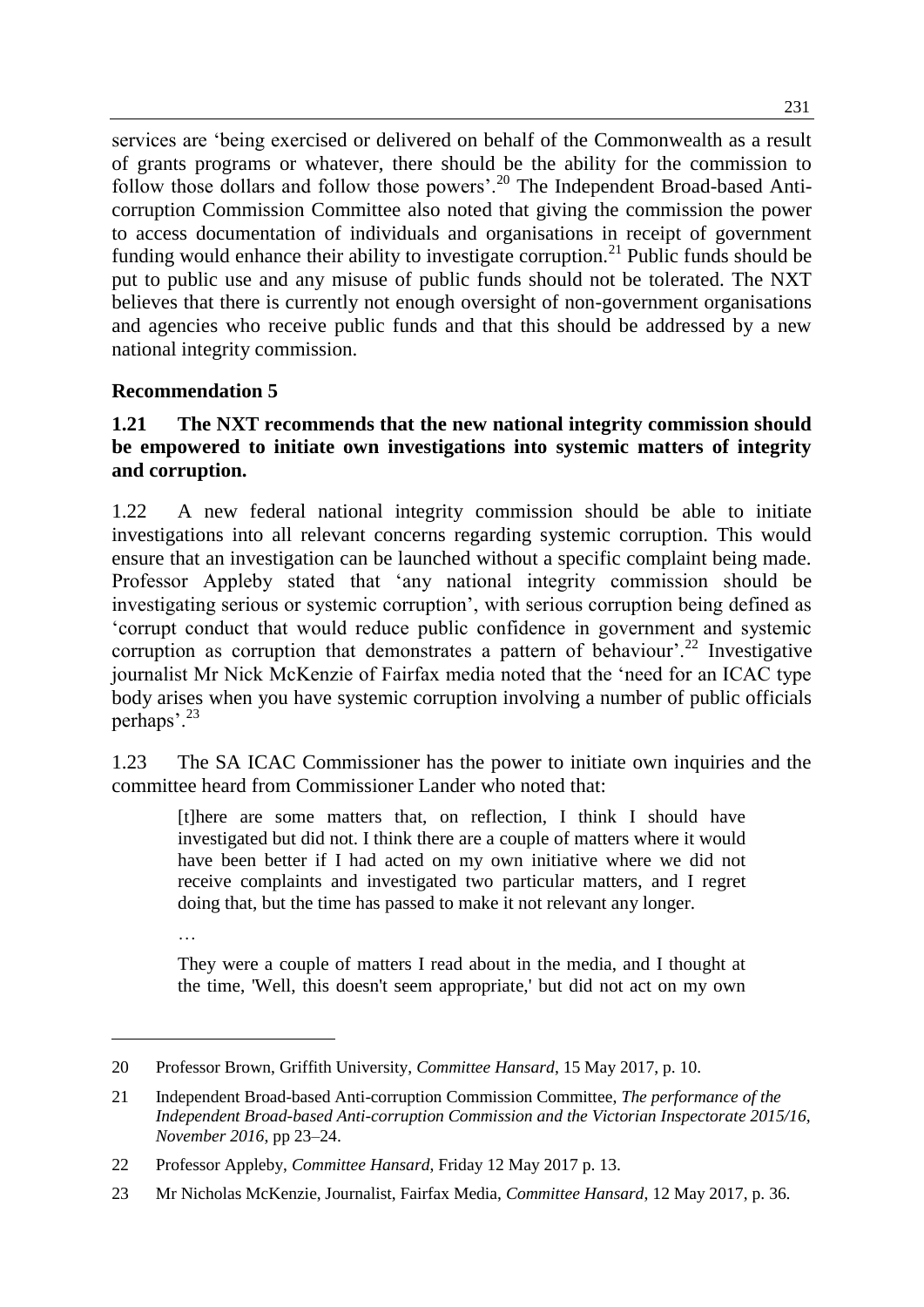services are 'being exercised or delivered on behalf of the Commonwealth as a result of grants programs or whatever, there should be the ability for the commission to follow those dollars and follow those powers'.[20] The Independent Broad-based Anti-corruption Commission Committee also noted that giving the commission the power to access documentation of individuals and organisations in receipt of government funding would enhance their ability to investigate corruption.[21] Public funds should be put to public use and any misuse of public funds should not be tolerated. The NXT believes that there is currently not enough oversight of non-government organisations and agencies who receive public funds and that this should be addressed by a new national integrity commission.

**Recommendation 5**

**1.21 The NXT recommends that the new national integrity commission should be empowered to initiate own investigations into systemic matters of integrity and corruption.**

1.22 A new federal national integrity commission should be able to initiate investigations into all relevant concerns regarding systemic corruption. This would ensure that an investigation can be launched without a specific complaint being made. Professor Appleby stated that 'any national integrity commission should be investigating serious or systemic corruption', with serious corruption being defined as 'corrupt conduct that would reduce public confidence in government and systemic corruption as corruption that demonstrates a pattern of behaviour'.[22] Investigative journalist Mr Nick McKenzie of Fairfax media noted that the 'need for an ICAC type body arises when you have systemic corruption involving a number of public officials perhaps'.[23]

1.23 The SA ICAC Commissioner has the power to initiate own inquiries and the committee heard from Commissioner Lander who noted that:

> [t]here are some matters that, on reflection, I think I should have investigated but did not. I think there are a couple of matters where it would have been better if I had acted on my own initiative where we did not receive complaints and investigated two particular matters, and I regret doing that, but the time has passed to make it not relevant any longer.
>
> …
>
> They were a couple of matters I read about in the media, and I thought at the time, 'Well, this doesn't seem appropriate,' but did not act on my own

---

20 Professor Brown, Griffith University, *Committee Hansard*, 15 May 2017, p. 10.

21 Independent Broad-based Anti-corruption Commission Committee, *The performance of the Independent Broad-based Anti-corruption Commission and the Victorian Inspectorate 2015/16, November 2016*, pp 23–24.

22 Professor Appleby, *Committee Hansard*, Friday 12 May 2017 p. 13.

23 Mr Nicholas McKenzie, Journalist, Fairfax Media, *Committee Hansard*, 12 May 2017, p. 36.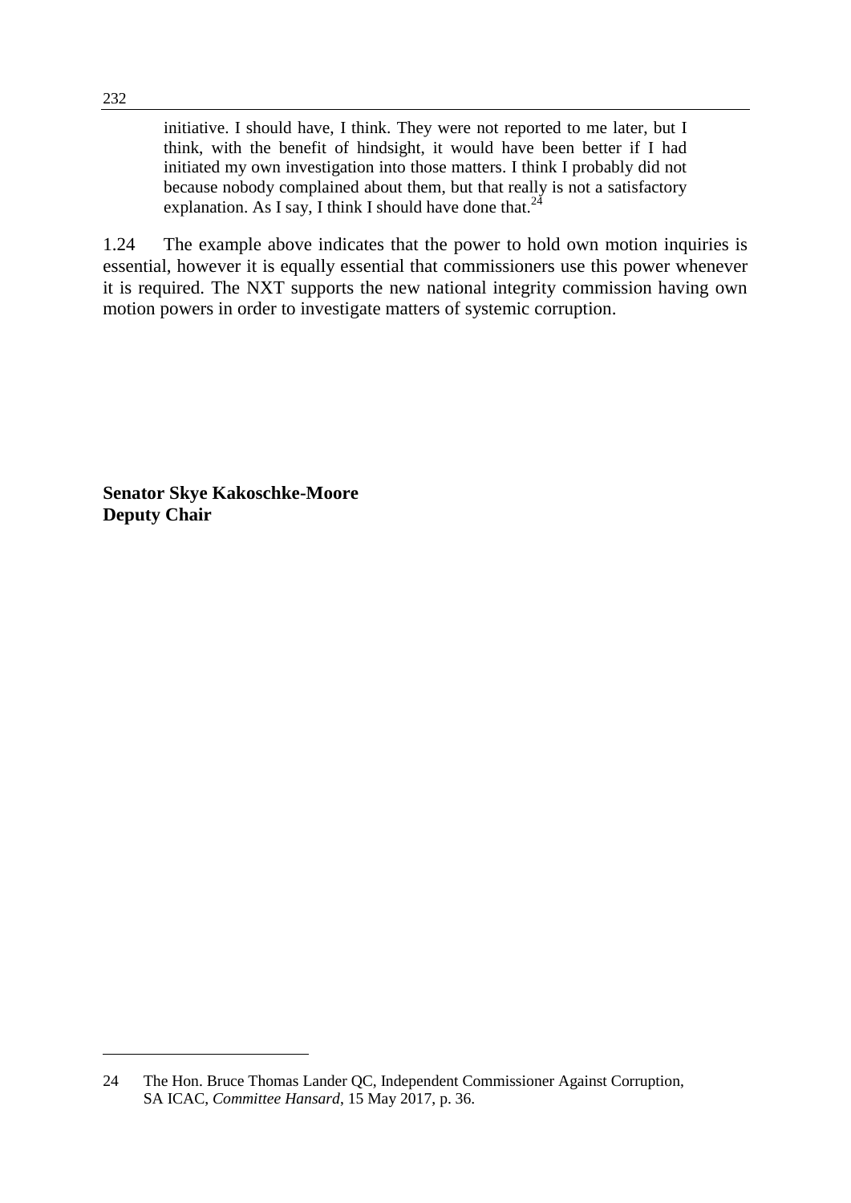> initiative. I should have, I think. They were not reported to me later, but I think, with the benefit of hindsight, it would have been better if I had initiated my own investigation into those matters. I think I probably did not because nobody complained about them, but that really is not a satisfactory explanation. As I say, I think I should have done that.[24]

1.24 The example above indicates that the power to hold own motion inquiries is essential, however it is equally essential that commissioners use this power whenever it is required. The NXT supports the new national integrity commission having own motion powers in order to investigate matters of systemic corruption.

**Senator Skye Kakoschke-Moore**
**Deputy Chair**

---

24 The Hon. Bruce Thomas Lander QC, Independent Commissioner Against Corruption, SA ICAC, *Committee Hansard*, 15 May 2017, p. 36.